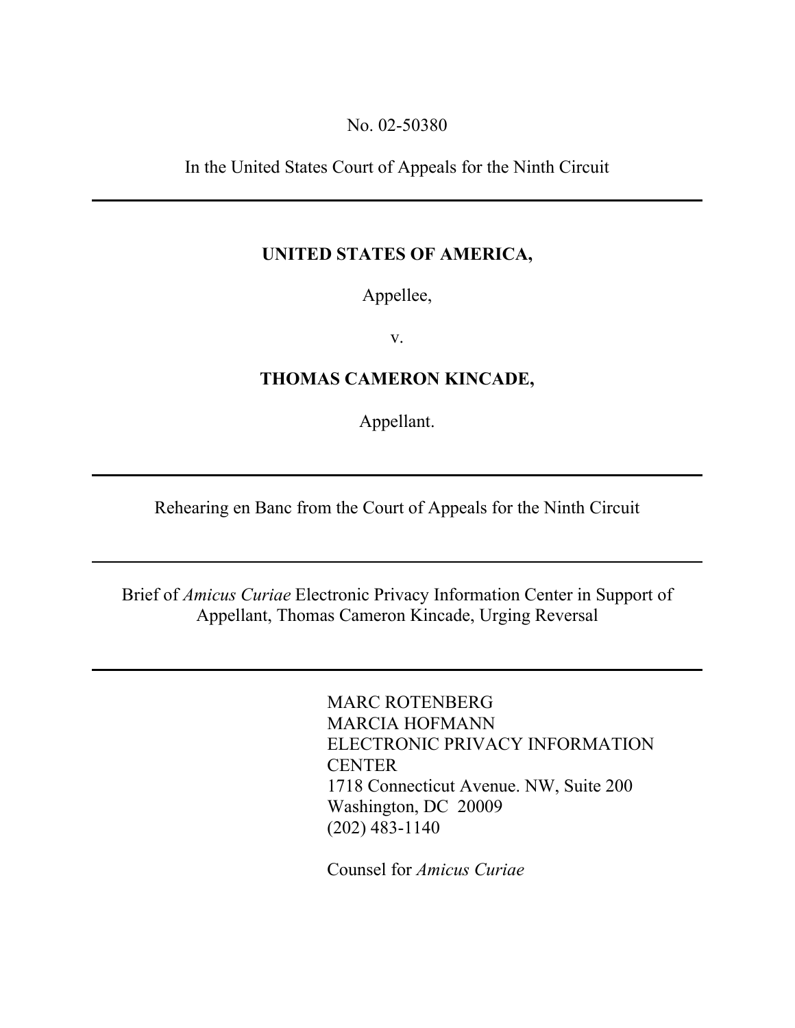No. 02-50380

In the United States Court of Appeals for the Ninth Circuit

---

**UNITED STATES OF AMERICA,**

Appellee,

v.

**THOMAS CAMERON KINCADE,**

Appellant.

---

Rehearing en Banc from the Court of Appeals for the Ninth Circuit

---

Brief of *Amicus Curiae* Electronic Privacy Information Center in Support of Appellant, Thomas Cameron Kincade, Urging Reversal

---

MARC ROTENBERG
MARCIA HOFMANN
ELECTRONIC PRIVACY INFORMATION CENTER
1718 Connecticut Avenue. NW, Suite 200
Washington, DC 20009
(202) 483-1140

Counsel for *Amicus Curiae*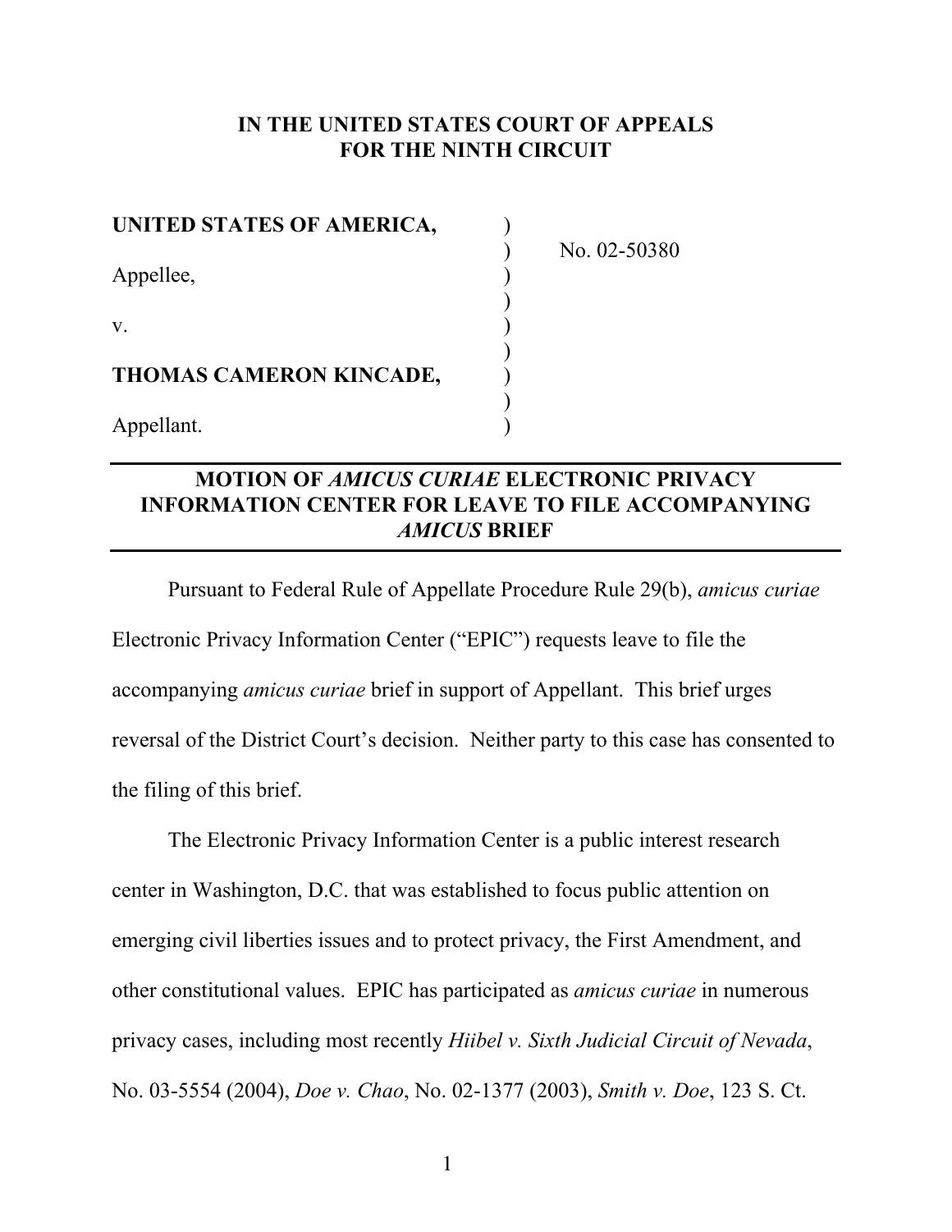**IN THE UNITED STATES COURT OF APPEALS**
**FOR THE NINTH CIRCUIT**

| | | |
|---|---|---|
| **UNITED STATES OF AMERICA,** | ) | |
| | ) | No. 02-50380 |
| Appellee, | ) | |
| | ) | |
| v. | ) | |
| | ) | |
| **THOMAS CAMERON KINCADE,** | ) | |
| | ) | |
| Appellant. | ) | |

## MOTION OF *AMICUS CURIAE* ELECTRONIC PRIVACY INFORMATION CENTER FOR LEAVE TO FILE ACCOMPANYING *AMICUS* BRIEF

Pursuant to Federal Rule of Appellate Procedure Rule 29(b), *amicus curiae* Electronic Privacy Information Center ("EPIC") requests leave to file the accompanying *amicus curiae* brief in support of Appellant. This brief urges reversal of the District Court's decision. Neither party to this case has consented to the filing of this brief.

The Electronic Privacy Information Center is a public interest research center in Washington, D.C. that was established to focus public attention on emerging civil liberties issues and to protect privacy, the First Amendment, and other constitutional values. EPIC has participated as *amicus curiae* in numerous privacy cases, including most recently *Hiibel v. Sixth Judicial Circuit of Nevada*, No. 03-5554 (2004), *Doe v. Chao*, No. 02-1377 (2003), *Smith v. Doe*, 123 S. Ct.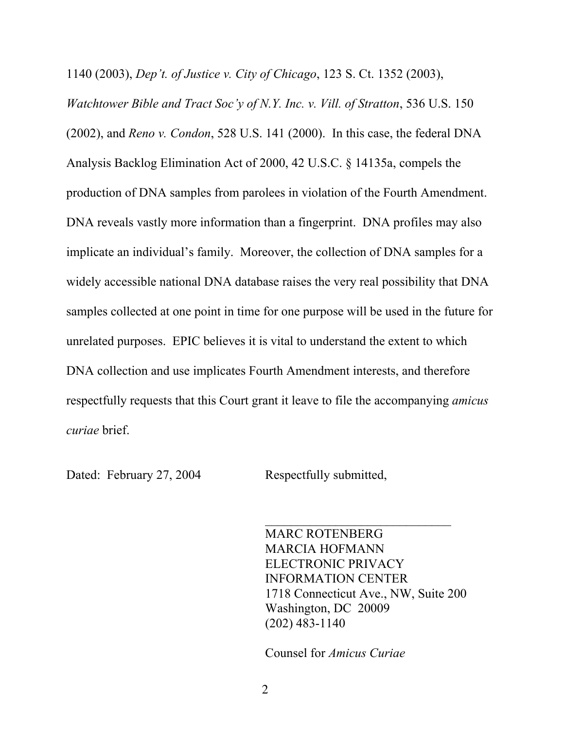1140 (2003), *Dep't. of Justice v. City of Chicago*, 123 S. Ct. 1352 (2003), *Watchtower Bible and Tract Soc'y of N.Y. Inc. v. Vill. of Stratton*, 536 U.S. 150 (2002), and *Reno v. Condon*, 528 U.S. 141 (2000). In this case, the federal DNA Analysis Backlog Elimination Act of 2000, 42 U.S.C. § 14135a, compels the production of DNA samples from parolees in violation of the Fourth Amendment. DNA reveals vastly more information than a fingerprint. DNA profiles may also implicate an individual's family. Moreover, the collection of DNA samples for a widely accessible national DNA database raises the very real possibility that DNA samples collected at one point in time for one purpose will be used in the future for unrelated purposes. EPIC believes it is vital to understand the extent to which DNA collection and use implicates Fourth Amendment interests, and therefore respectfully requests that this Court grant it leave to file the accompanying *amicus curiae* brief.

Dated: February 27, 2004

Respectfully submitted,

\_\_\_\_\_\_\_\_\_\_\_\_\_\_\_\_\_\_\_\_\_\_\_\_\_\_\_\_\_\_

MARC ROTENBERG
MARCIA HOFMANN
ELECTRONIC PRIVACY
INFORMATION CENTER
1718 Connecticut Ave., NW, Suite 200
Washington, DC 20009
(202) 483-1140

Counsel for *Amicus Curiae*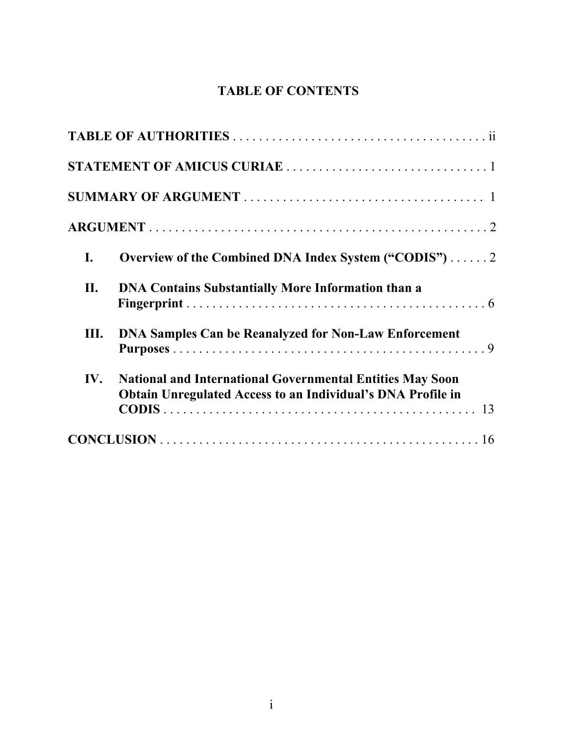# TABLE OF CONTENTS

**TABLE OF AUTHORITIES** . . . . . . . . . . . . . . . . . . . . . . . . . . . . . . . . . . . . . . . ii

**STATEMENT OF AMICUS CURIAE** . . . . . . . . . . . . . . . . . . . . . . . . . . . . . . 1

**SUMMARY OF ARGUMENT** . . . . . . . . . . . . . . . . . . . . . . . . . . . . . . . . . . . . 1

**ARGUMENT** . . . . . . . . . . . . . . . . . . . . . . . . . . . . . . . . . . . . . . . . . . . . . . . . . . . 2

**I. Overview of the Combined DNA Index System ("CODIS")** . . . . . . 2

**II. DNA Contains Substantially More Information than a Fingerprint** . . . . . . . . . . . . . . . . . . . . . . . . . . . . . . . . . . . . . . . . . . . . . . . 6

**III. DNA Samples Can be Reanalyzed for Non-Law Enforcement Purposes** . . . . . . . . . . . . . . . . . . . . . . . . . . . . . . . . . . . . . . . . . . . . . . . 9

**IV. National and International Governmental Entities May Soon Obtain Unregulated Access to an Individual's DNA Profile in CODIS** . . . . . . . . . . . . . . . . . . . . . . . . . . . . . . . . . . . . . . . . . . . . . . 13

**CONCLUSION** . . . . . . . . . . . . . . . . . . . . . . . . . . . . . . . . . . . . . . . . . . . . . . . . 16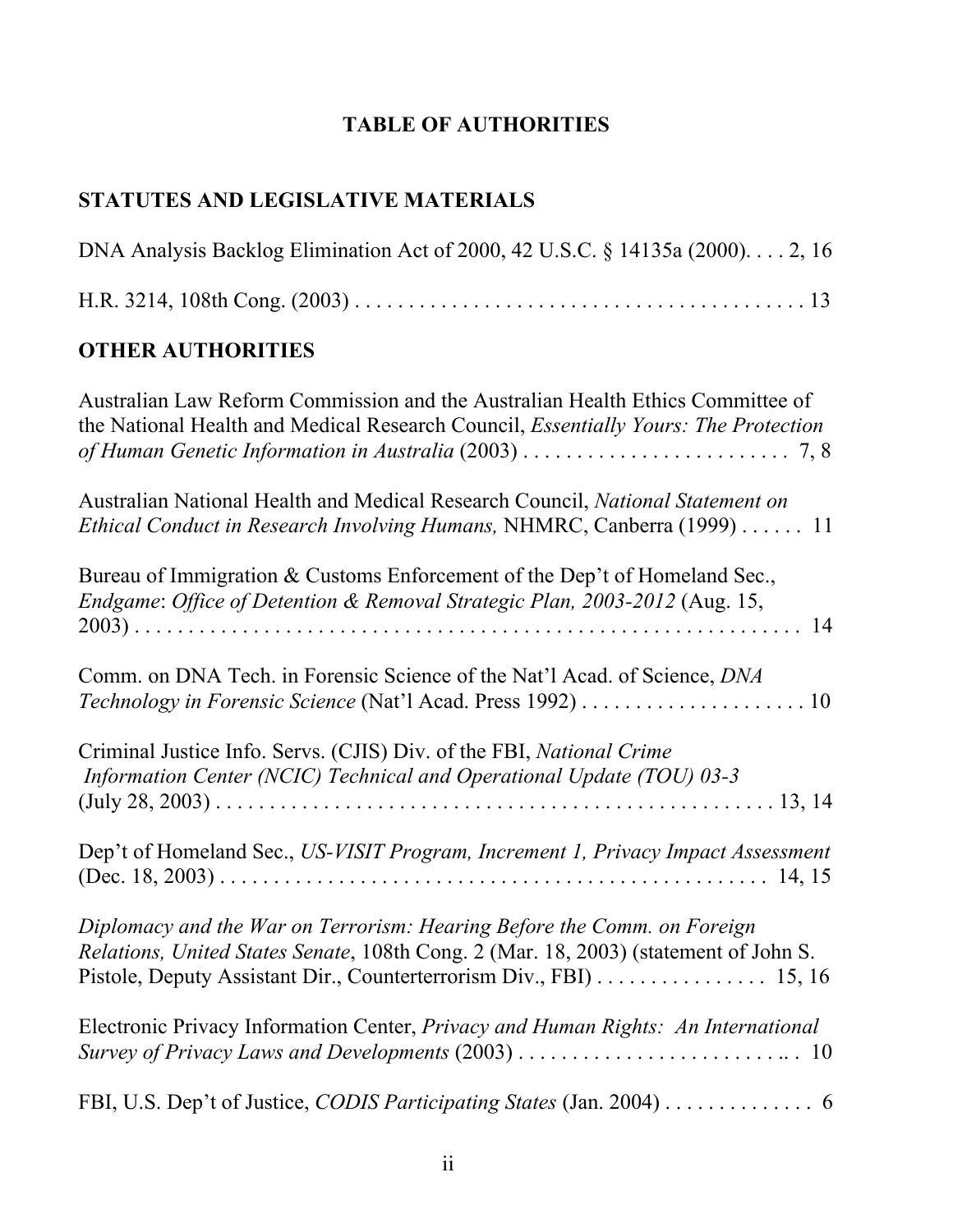# TABLE OF AUTHORITIES

## STATUTES AND LEGISLATIVE MATERIALS

DNA Analysis Backlog Elimination Act of 2000, 42 U.S.C. § 14135a (2000). . . . 2, 16

H.R. 3214, 108th Cong. (2003) . . . . . . . . . . . . . . . . . . . . . . . . . . . . . . . . . . . . . . . . . 13

## OTHER AUTHORITIES

Australian Law Reform Commission and the Australian Health Ethics Committee of the National Health and Medical Research Council, *Essentially Yours: The Protection of Human Genetic Information in Australia* (2003) . . . . . . . . . . . . . . . . . . . . . . . . . 7, 8

Australian National Health and Medical Research Council, *National Statement on Ethical Conduct in Research Involving Humans,* NHMRC, Canberra (1999) . . . . . . 11

Bureau of Immigration & Customs Enforcement of the Dep't of Homeland Sec., *Endgame*: *Office of Detention & Removal Strategic Plan, 2003-2012* (Aug. 15, 2003) . . . . . . . . . . . . . . . . . . . . . . . . . . . . . . . . . . . . . . . . . . . . . . . . . . . . . . . . 14

Comm. on DNA Tech. in Forensic Science of the Nat'l Acad. of Science, *DNA Technology in Forensic Science* (Nat'l Acad. Press 1992) . . . . . . . . . . . . . . . . . . . . . 10

Criminal Justice Info. Servs. (CJIS) Div. of the FBI, *National Crime Information Center (NCIC) Technical and Operational Update (TOU) 03-3* (July 28, 2003) . . . . . . . . . . . . . . . . . . . . . . . . . . . . . . . . . . . . . . . . . . . . . . . . . . . . 13, 14

Dep't of Homeland Sec., *US-VISIT Program, Increment 1, Privacy Impact Assessment* (Dec. 18, 2003) . . . . . . . . . . . . . . . . . . . . . . . . . . . . . . . . . . . . . . . . . . . . . . . . . . 14, 15

*Diplomacy and the War on Terrorism: Hearing Before the Comm. on Foreign Relations, United States Senate*, 108th Cong. 2 (Mar. 18, 2003) (statement of John S. Pistole, Deputy Assistant Dir., Counterterrorism Div., FBI) . . . . . . . . . . . . . . . . 15, 16

Electronic Privacy Information Center, *Privacy and Human Rights: An International Survey of Privacy Laws and Developments* (2003) . . . . . . . . . . . . . . . . . . . . . . . . . .. . 10

FBI, U.S. Dep't of Justice, *CODIS Participating States* (Jan. 2004) . . . . . . . . . . . . . . 6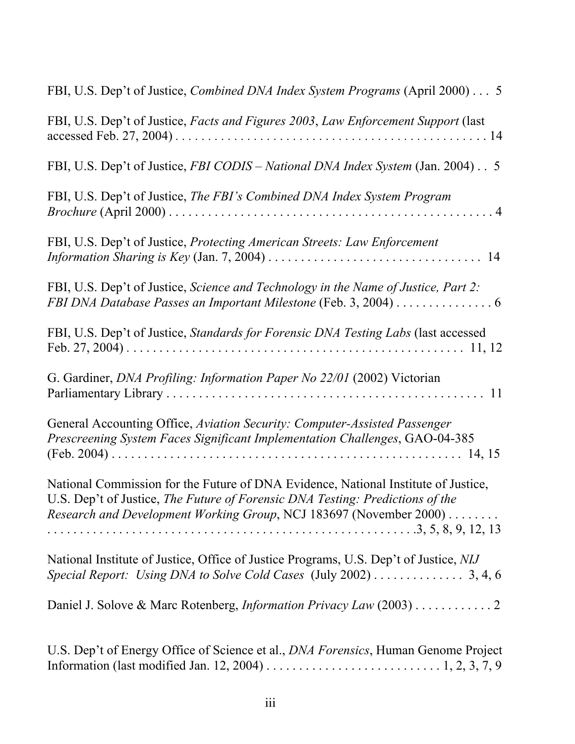FBI, U.S. Dep't of Justice, *Combined DNA Index System Programs* (April 2000) . . . 5

FBI, U.S. Dep't of Justice, *Facts and Figures 2003*, *Law Enforcement Support* (last accessed Feb. 27, 2004) . . . . . . . . . . . . . . . . . . . . . . . . . . . . . . . . . . . . . . . . . . . . . 14

FBI, U.S. Dep't of Justice, *FBI CODIS – National DNA Index System* (Jan. 2004) . . 5

FBI, U.S. Dep't of Justice, *The FBI's Combined DNA Index System Program Brochure* (April 2000) . . . . . . . . . . . . . . . . . . . . . . . . . . . . . . . . . . . . . . . . . . . . . . . . 4

FBI, U.S. Dep't of Justice, *Protecting American Streets: Law Enforcement Information Sharing is Key* (Jan. 7, 2004) . . . . . . . . . . . . . . . . . . . . . . . . . . . . . . . . . 14

FBI, U.S. Dep't of Justice, *Science and Technology in the Name of Justice, Part 2: FBI DNA Database Passes an Important Milestone* (Feb. 3, 2004) . . . . . . . . . . . . . . . 6

FBI, U.S. Dep't of Justice, *Standards for Forensic DNA Testing Labs* (last accessed Feb. 27, 2004) . . . . . . . . . . . . . . . . . . . . . . . . . . . . . . . . . . . . . . . . . . . . . . . . . . . 11, 12

G. Gardiner, *DNA Profiling: Information Paper No 22/01* (2002) Victorian Parliamentary Library . . . . . . . . . . . . . . . . . . . . . . . . . . . . . . . . . . . . . . . . . . . . . . . 11

General Accounting Office, *Aviation Security: Computer-Assisted Passenger Prescreening System Faces Significant Implementation Challenges*, GAO-04-385 (Feb. 2004) . . . . . . . . . . . . . . . . . . . . . . . . . . . . . . . . . . . . . . . . . . . . . . . . . . . . 14, 15

National Commission for the Future of DNA Evidence, National Institute of Justice, U.S. Dep't of Justice, *The Future of Forensic DNA Testing: Predictions of the Research and Development Working Group*, NCJ 183697 (November 2000) . . . . . . . . . . . . . . . . . . . . . . . . . . . . . . . . . . . . . . . . . . . . . . . . . . . . . . . . . . . . .3, 5, 8, 9, 12, 13

National Institute of Justice, Office of Justice Programs, U.S. Dep't of Justice, *NIJ Special Report: Using DNA to Solve Cold Cases* (July 2002) . . . . . . . . . . . . . . 3, 4, 6

Daniel J. Solove & Marc Rotenberg, *Information Privacy Law* (2003) . . . . . . . . . . . . 2

U.S. Dep't of Energy Office of Science et al., *DNA Forensics*, Human Genome Project Information (last modified Jan. 12, 2004) . . . . . . . . . . . . . . . . . . . . . . . . . . . 1, 2, 3, 7, 9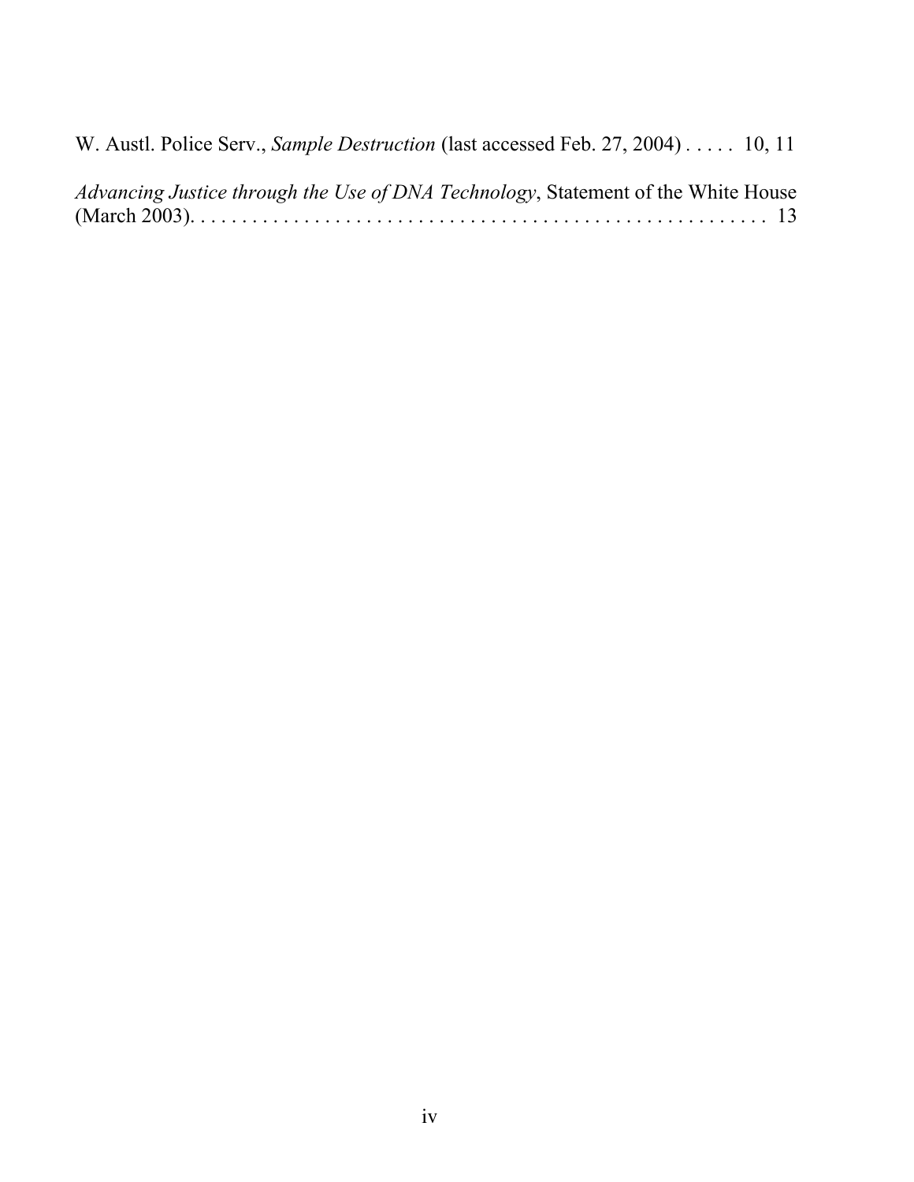W. Austl. Police Serv., *Sample Destruction* (last accessed Feb. 27, 2004) . . . . . 10, 11

*Advancing Justice through the Use of DNA Technology*, Statement of the White House (March 2003). . . . . . . . . . . . . . . . . . . . . . . . . . . . . . . . . . . . . . . . . . . . . . . . . . . . . . . 13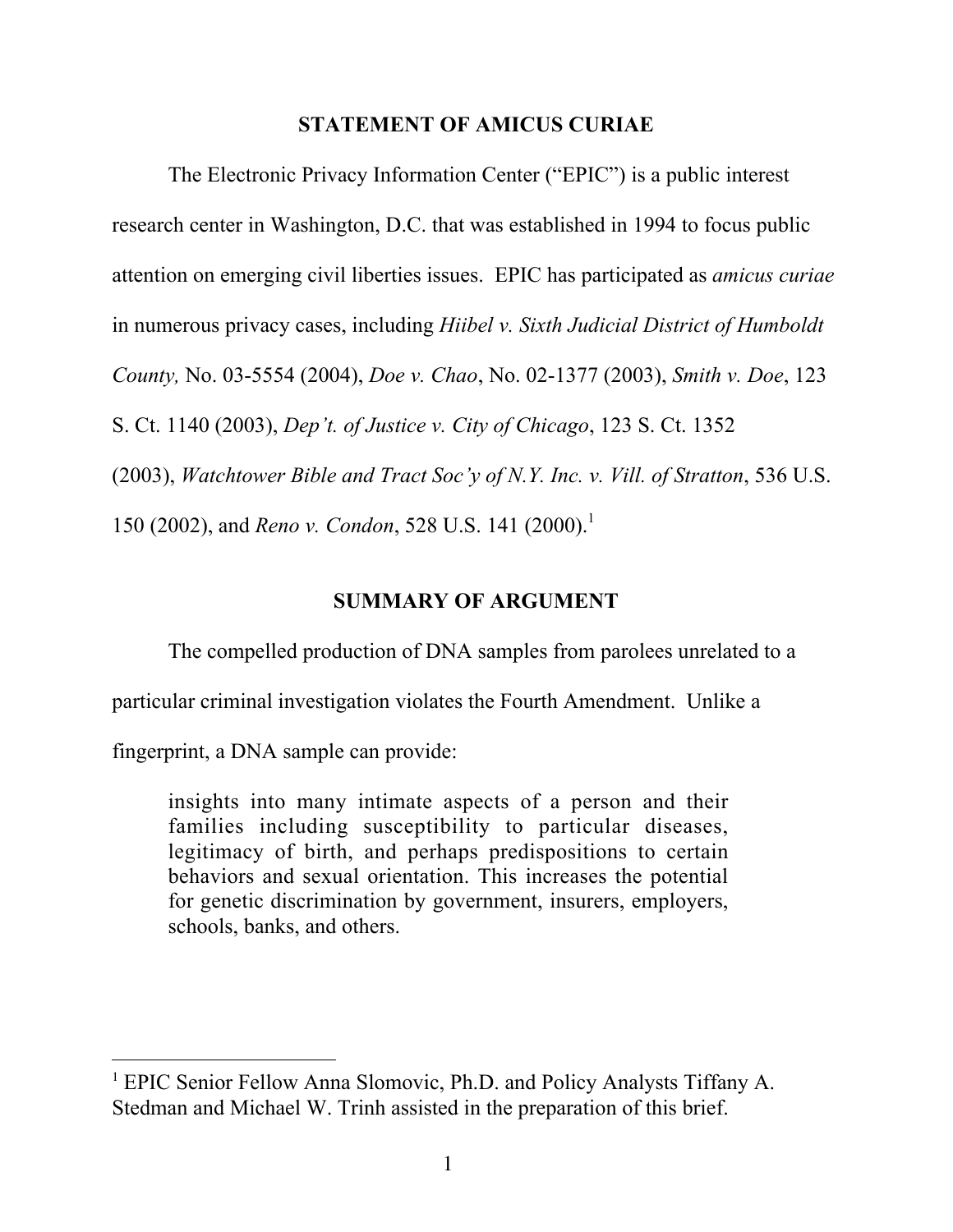## STATEMENT OF AMICUS CURIAE

The Electronic Privacy Information Center ("EPIC") is a public interest research center in Washington, D.C. that was established in 1994 to focus public attention on emerging civil liberties issues. EPIC has participated as *amicus curiae* in numerous privacy cases, including *Hiibel v. Sixth Judicial District of Humboldt County,* No. 03-5554 (2004), *Doe v. Chao*, No. 02-1377 (2003), *Smith v. Doe*, 123 S. Ct. 1140 (2003), *Dep't. of Justice v. City of Chicago*, 123 S. Ct. 1352 (2003), *Watchtower Bible and Tract Soc'y of N.Y. Inc. v. Vill. of Stratton*, 536 U.S. 150 (2002), and *Reno v. Condon*, 528 U.S. 141 (2000).[1]

## SUMMARY OF ARGUMENT

The compelled production of DNA samples from parolees unrelated to a particular criminal investigation violates the Fourth Amendment. Unlike a fingerprint, a DNA sample can provide:

> insights into many intimate aspects of a person and their families including susceptibility to particular diseases, legitimacy of birth, and perhaps predispositions to certain behaviors and sexual orientation. This increases the potential for genetic discrimination by government, insurers, employers, schools, banks, and others.

---

[1] EPIC Senior Fellow Anna Slomovic, Ph.D. and Policy Analysts Tiffany A. Stedman and Michael W. Trinh assisted in the preparation of this brief.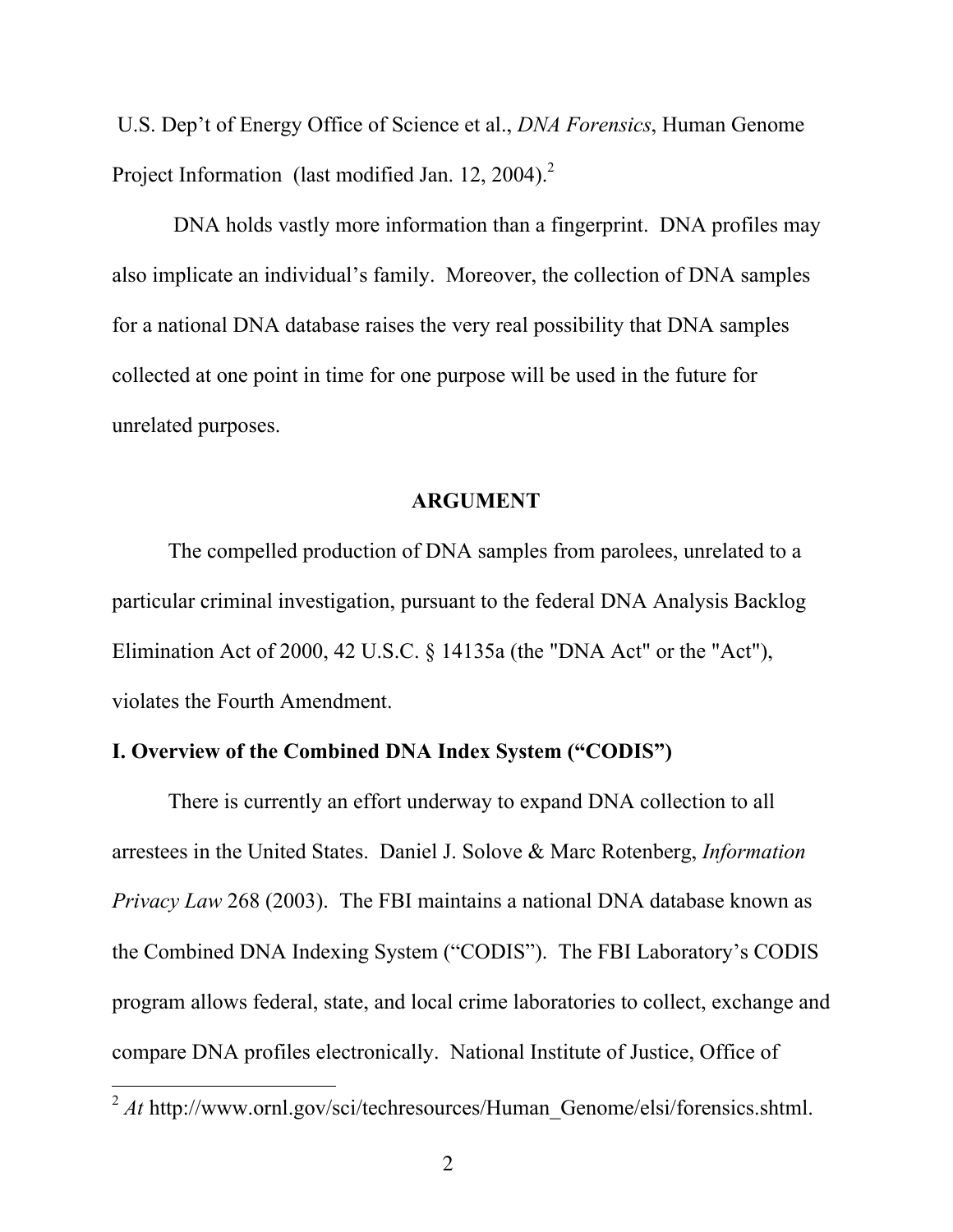U.S. Dep't of Energy Office of Science et al., *DNA Forensics*, Human Genome Project Information (last modified Jan. 12, 2004).[2]

DNA holds vastly more information than a fingerprint. DNA profiles may also implicate an individual's family. Moreover, the collection of DNA samples for a national DNA database raises the very real possibility that DNA samples collected at one point in time for one purpose will be used in the future for unrelated purposes.

## ARGUMENT

The compelled production of DNA samples from parolees, unrelated to a particular criminal investigation, pursuant to the federal DNA Analysis Backlog Elimination Act of 2000, 42 U.S.C. § 14135a (the "DNA Act" or the "Act"), violates the Fourth Amendment.

### I. Overview of the Combined DNA Index System ("CODIS")

There is currently an effort underway to expand DNA collection to all arrestees in the United States. Daniel J. Solove & Marc Rotenberg, *Information Privacy Law* 268 (2003). The FBI maintains a national DNA database known as the Combined DNA Indexing System ("CODIS"). The FBI Laboratory's CODIS program allows federal, state, and local crime laboratories to collect, exchange and compare DNA profiles electronically. National Institute of Justice, Office of

---

[2] *At* http://www.ornl.gov/sci/techresources/Human_Genome/elsi/forensics.shtml.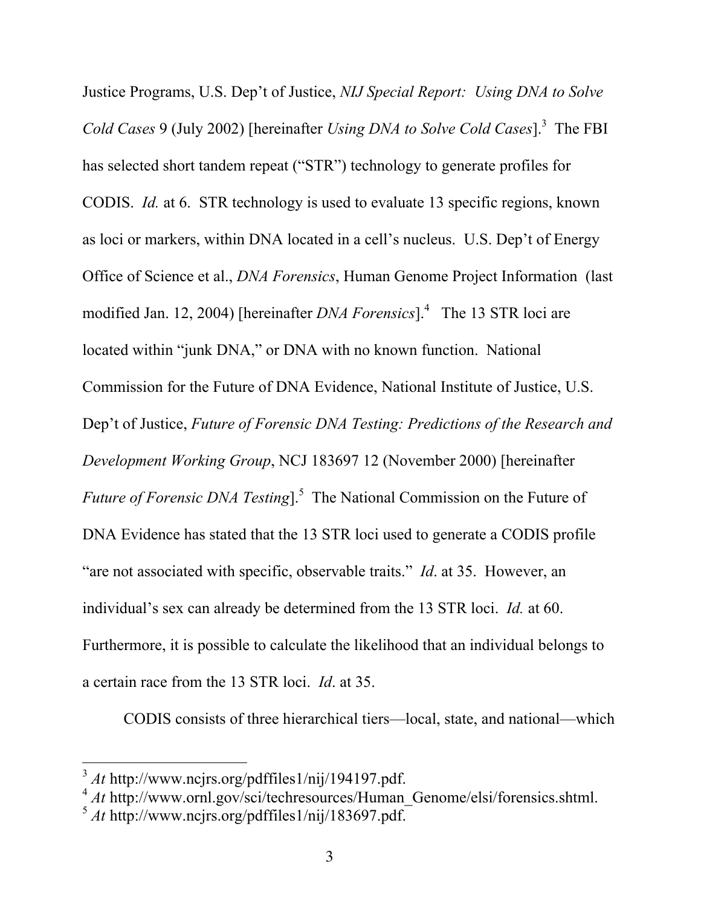Justice Programs, U.S. Dep't of Justice, *NIJ Special Report: Using DNA to Solve Cold Cases* 9 (July 2002) [hereinafter *Using DNA to Solve Cold Cases*].[3] The FBI has selected short tandem repeat ("STR") technology to generate profiles for CODIS. *Id.* at 6. STR technology is used to evaluate 13 specific regions, known as loci or markers, within DNA located in a cell's nucleus. U.S. Dep't of Energy Office of Science et al., *DNA Forensics*, Human Genome Project Information (last modified Jan. 12, 2004) [hereinafter *DNA Forensics*].[4] The 13 STR loci are located within "junk DNA," or DNA with no known function. National Commission for the Future of DNA Evidence, National Institute of Justice, U.S. Dep't of Justice, *Future of Forensic DNA Testing: Predictions of the Research and Development Working Group*, NCJ 183697 12 (November 2000) [hereinafter *Future of Forensic DNA Testing*].[5] The National Commission on the Future of DNA Evidence has stated that the 13 STR loci used to generate a CODIS profile "are not associated with specific, observable traits." *Id*. at 35. However, an individual's sex can already be determined from the 13 STR loci. *Id.* at 60. Furthermore, it is possible to calculate the likelihood that an individual belongs to a certain race from the 13 STR loci. *Id*. at 35.

CODIS consists of three hierarchical tiers—local, state, and national—which

---

[3] *At* http://www.ncjrs.org/pdffiles1/nij/194197.pdf.

[4] *At* http://www.ornl.gov/sci/techresources/Human_Genome/elsi/forensics.shtml.

[5] *At* http://www.ncjrs.org/pdffiles1/nij/183697.pdf.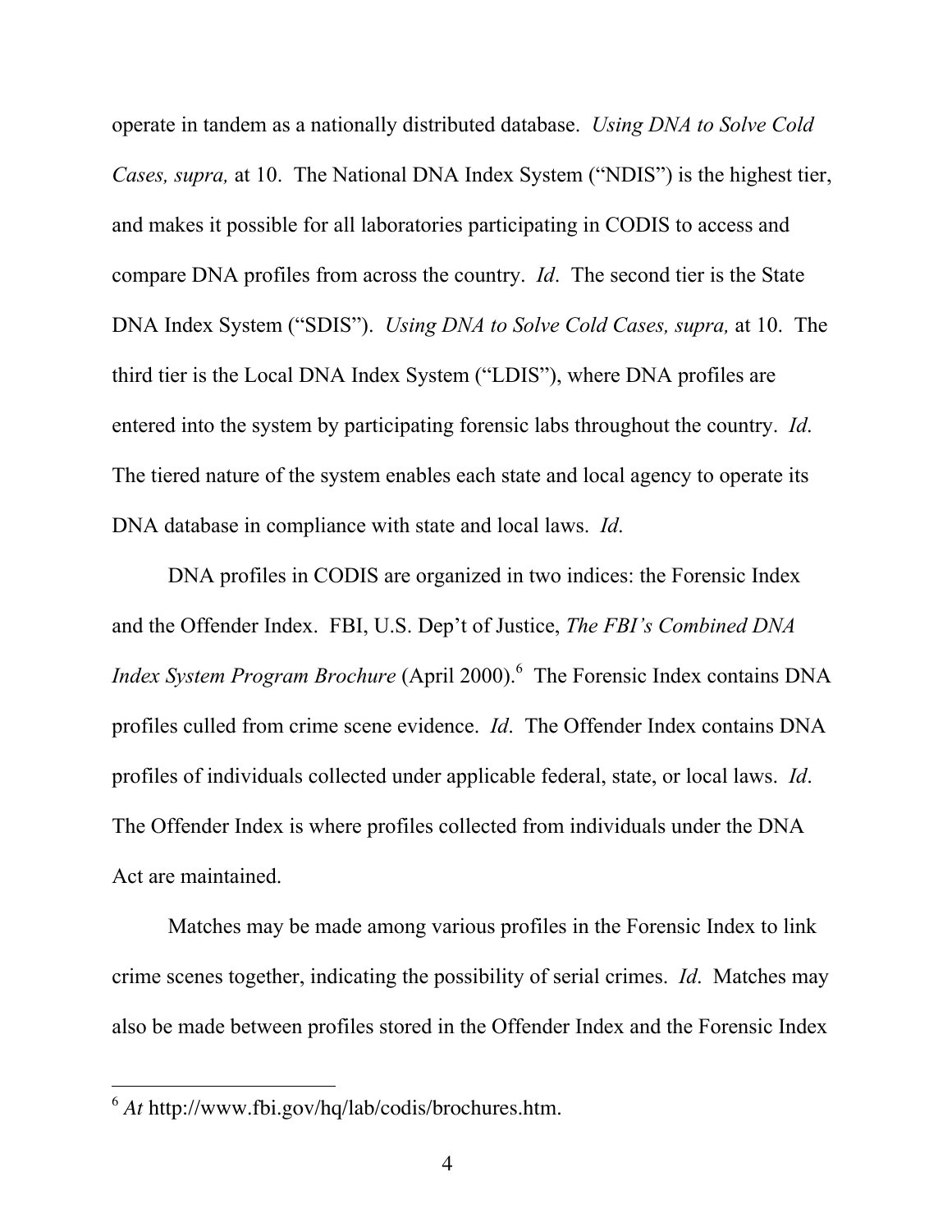operate in tandem as a nationally distributed database. *Using DNA to Solve Cold Cases, supra,* at 10. The National DNA Index System ("NDIS") is the highest tier, and makes it possible for all laboratories participating in CODIS to access and compare DNA profiles from across the country. *Id*. The second tier is the State DNA Index System ("SDIS"). *Using DNA to Solve Cold Cases, supra,* at 10. The third tier is the Local DNA Index System ("LDIS"), where DNA profiles are entered into the system by participating forensic labs throughout the country. *Id*. The tiered nature of the system enables each state and local agency to operate its DNA database in compliance with state and local laws. *Id*.

DNA profiles in CODIS are organized in two indices: the Forensic Index and the Offender Index. FBI, U.S. Dep't of Justice, *The FBI's Combined DNA Index System Program Brochure* (April 2000).[6] The Forensic Index contains DNA profiles culled from crime scene evidence. *Id*. The Offender Index contains DNA profiles of individuals collected under applicable federal, state, or local laws. *Id*. The Offender Index is where profiles collected from individuals under the DNA Act are maintained.

Matches may be made among various profiles in the Forensic Index to link crime scenes together, indicating the possibility of serial crimes. *Id*. Matches may also be made between profiles stored in the Offender Index and the Forensic Index

---

[6] *At* http://www.fbi.gov/hq/lab/codis/brochures.htm.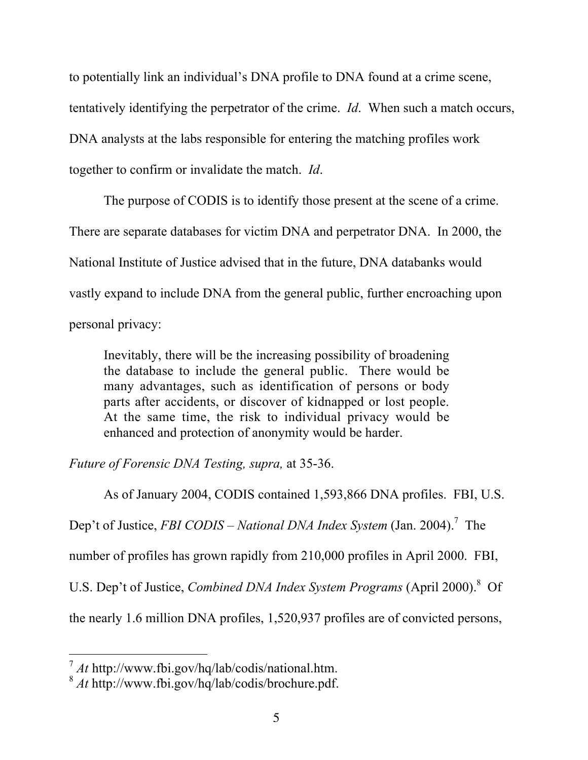to potentially link an individual's DNA profile to DNA found at a crime scene, tentatively identifying the perpetrator of the crime. *Id*. When such a match occurs, DNA analysts at the labs responsible for entering the matching profiles work together to confirm or invalidate the match. *Id*.

The purpose of CODIS is to identify those present at the scene of a crime. There are separate databases for victim DNA and perpetrator DNA. In 2000, the National Institute of Justice advised that in the future, DNA databanks would vastly expand to include DNA from the general public, further encroaching upon personal privacy:

> Inevitably, there will be the increasing possibility of broadening the database to include the general public. There would be many advantages, such as identification of persons or body parts after accidents, or discover of kidnapped or lost people. At the same time, the risk to individual privacy would be enhanced and protection of anonymity would be harder.

*Future of Forensic DNA Testing, supra,* at 35-36.

As of January 2004, CODIS contained 1,593,866 DNA profiles. FBI, U.S. Dep't of Justice, *FBI CODIS – National DNA Index System* (Jan. 2004).[7] The number of profiles has grown rapidly from 210,000 profiles in April 2000. FBI, U.S. Dep't of Justice, *Combined DNA Index System Programs* (April 2000).[8] Of the nearly 1.6 million DNA profiles, 1,520,937 profiles are of convicted persons,

---

[7] *At* http://www.fbi.gov/hq/lab/codis/national.htm.

[8] *At* http://www.fbi.gov/hq/lab/codis/brochure.pdf.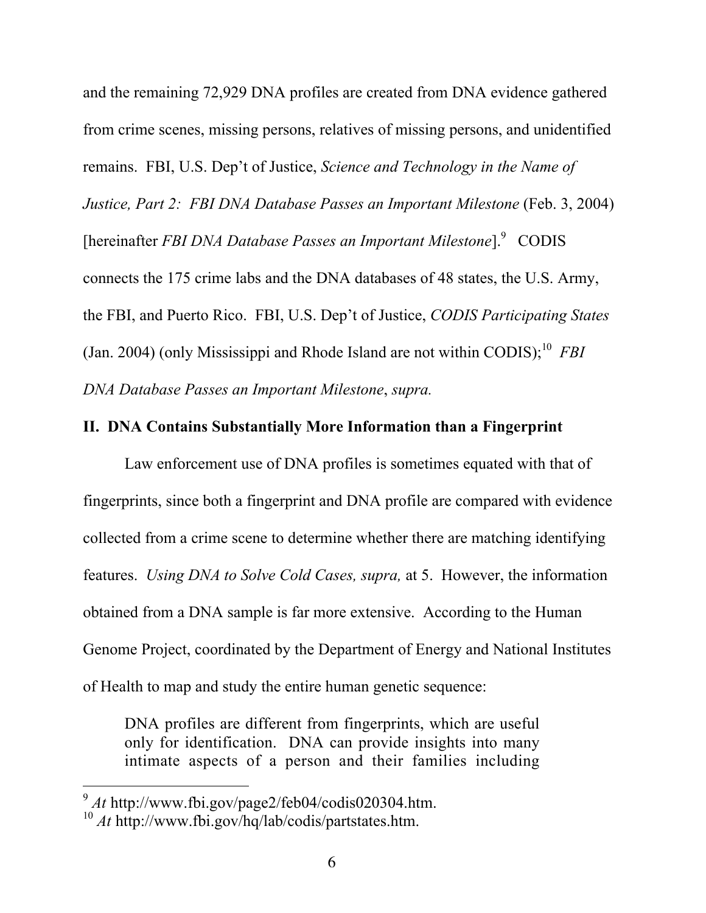and the remaining 72,929 DNA profiles are created from DNA evidence gathered from crime scenes, missing persons, relatives of missing persons, and unidentified remains. FBI, U.S. Dep't of Justice, *Science and Technology in the Name of Justice, Part 2: FBI DNA Database Passes an Important Milestone* (Feb. 3, 2004) [hereinafter *FBI DNA Database Passes an Important Milestone*].[9] CODIS connects the 175 crime labs and the DNA databases of 48 states, the U.S. Army, the FBI, and Puerto Rico. FBI, U.S. Dep't of Justice, *CODIS Participating States* (Jan. 2004) (only Mississippi and Rhode Island are not within CODIS);[10] *FBI DNA Database Passes an Important Milestone*, *supra.*

## II. DNA Contains Substantially More Information than a Fingerprint

Law enforcement use of DNA profiles is sometimes equated with that of fingerprints, since both a fingerprint and DNA profile are compared with evidence collected from a crime scene to determine whether there are matching identifying features. *Using DNA to Solve Cold Cases, supra,* at 5. However, the information obtained from a DNA sample is far more extensive. According to the Human Genome Project, coordinated by the Department of Energy and National Institutes of Health to map and study the entire human genetic sequence:

> DNA profiles are different from fingerprints, which are useful only for identification. DNA can provide insights into many intimate aspects of a person and their families including

---

[9] *At* http://www.fbi.gov/page2/feb04/codis020304.htm.

[10] *At* http://www.fbi.gov/hq/lab/codis/partstates.htm.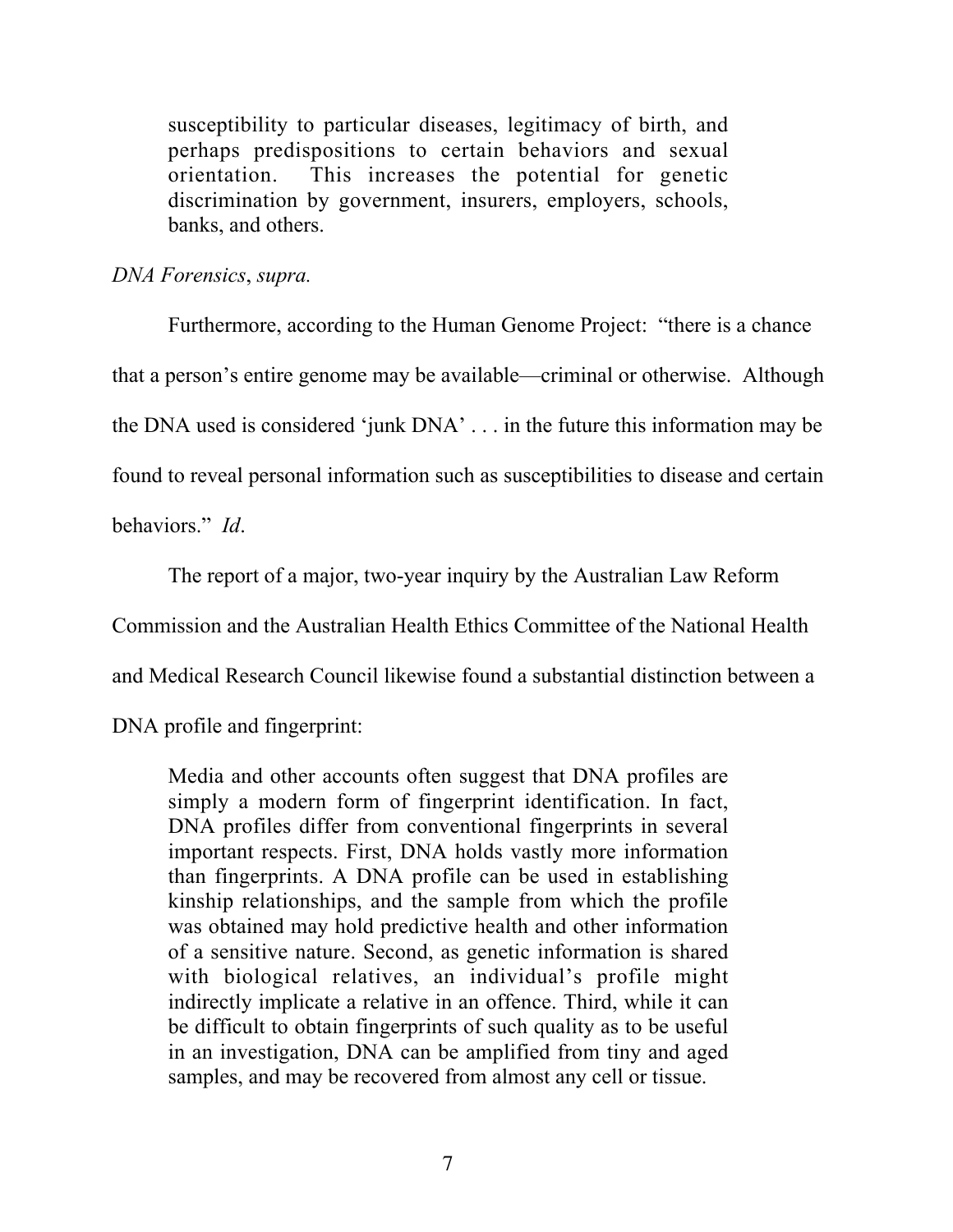> susceptibility to particular diseases, legitimacy of birth, and perhaps predispositions to certain behaviors and sexual orientation. This increases the potential for genetic discrimination by government, insurers, employers, schools, banks, and others.

*DNA Forensics*, *supra.*

Furthermore, according to the Human Genome Project: "there is a chance that a person's entire genome may be available—criminal or otherwise. Although the DNA used is considered 'junk DNA' . . . in the future this information may be found to reveal personal information such as susceptibilities to disease and certain behaviors." *Id*.

The report of a major, two-year inquiry by the Australian Law Reform Commission and the Australian Health Ethics Committee of the National Health and Medical Research Council likewise found a substantial distinction between a DNA profile and fingerprint:

> Media and other accounts often suggest that DNA profiles are simply a modern form of fingerprint identification. In fact, DNA profiles differ from conventional fingerprints in several important respects. First, DNA holds vastly more information than fingerprints. A DNA profile can be used in establishing kinship relationships, and the sample from which the profile was obtained may hold predictive health and other information of a sensitive nature. Second, as genetic information is shared with biological relatives, an individual's profile might indirectly implicate a relative in an offence. Third, while it can be difficult to obtain fingerprints of such quality as to be useful in an investigation, DNA can be amplified from tiny and aged samples, and may be recovered from almost any cell or tissue.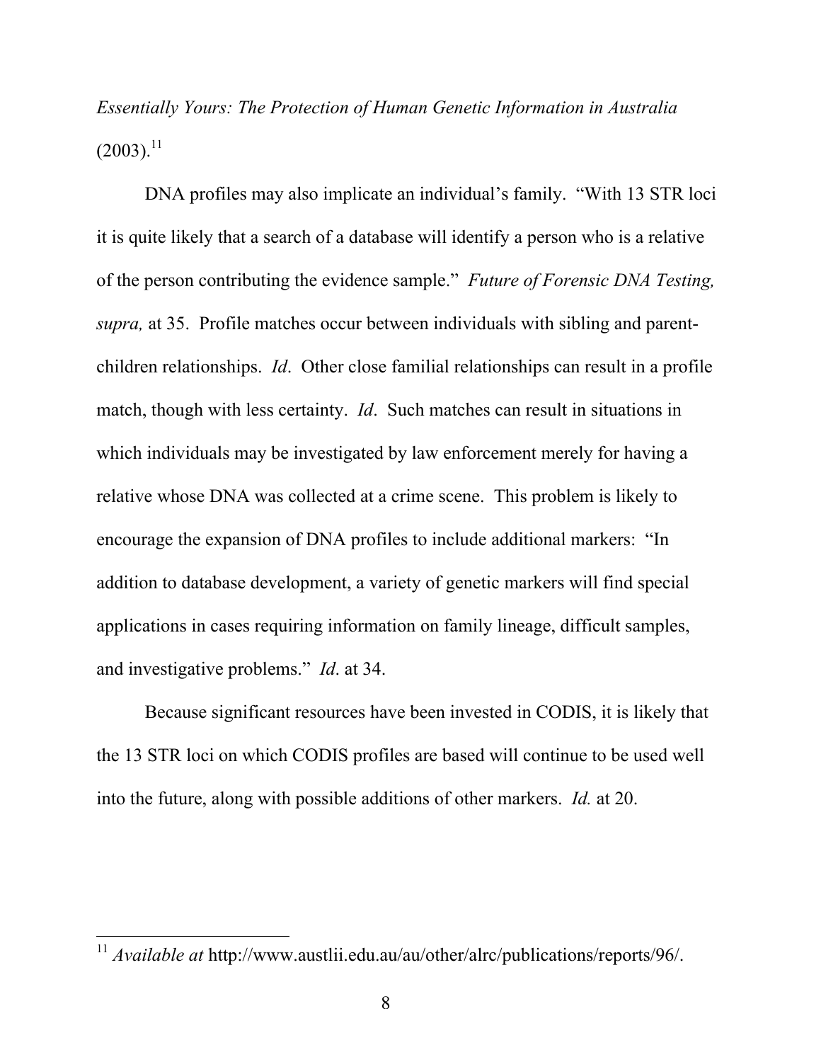*Essentially Yours: The Protection of Human Genetic Information in Australia* (2003).[11]

DNA profiles may also implicate an individual's family. "With 13 STR loci it is quite likely that a search of a database will identify a person who is a relative of the person contributing the evidence sample." *Future of Forensic DNA Testing, supra,* at 35. Profile matches occur between individuals with sibling and parent-children relationships. *Id*. Other close familial relationships can result in a profile match, though with less certainty. *Id*. Such matches can result in situations in which individuals may be investigated by law enforcement merely for having a relative whose DNA was collected at a crime scene. This problem is likely to encourage the expansion of DNA profiles to include additional markers: "In addition to database development, a variety of genetic markers will find special applications in cases requiring information on family lineage, difficult samples, and investigative problems." *Id*. at 34.

Because significant resources have been invested in CODIS, it is likely that the 13 STR loci on which CODIS profiles are based will continue to be used well into the future, along with possible additions of other markers. *Id.* at 20.

---

[11] *Available at* http://www.austlii.edu.au/au/other/alrc/publications/reports/96/.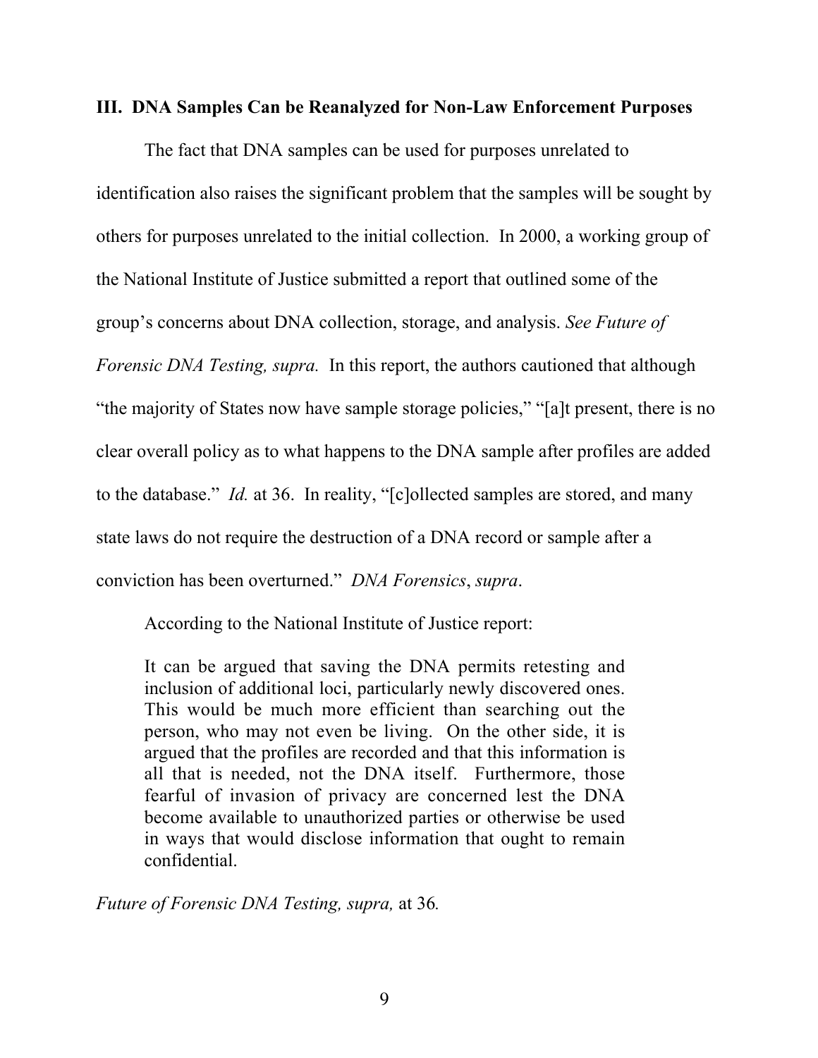### III. DNA Samples Can be Reanalyzed for Non-Law Enforcement Purposes

The fact that DNA samples can be used for purposes unrelated to identification also raises the significant problem that the samples will be sought by others for purposes unrelated to the initial collection. In 2000, a working group of the National Institute of Justice submitted a report that outlined some of the group's concerns about DNA collection, storage, and analysis. *See Future of Forensic DNA Testing, supra.* In this report, the authors cautioned that although "the majority of States now have sample storage policies," "[a]t present, there is no clear overall policy as to what happens to the DNA sample after profiles are added to the database." *Id.* at 36. In reality, "[c]ollected samples are stored, and many state laws do not require the destruction of a DNA record or sample after a conviction has been overturned." *DNA Forensics*, *supra*.

According to the National Institute of Justice report:

> It can be argued that saving the DNA permits retesting and inclusion of additional loci, particularly newly discovered ones. This would be much more efficient than searching out the person, who may not even be living. On the other side, it is argued that the profiles are recorded and that this information is all that is needed, not the DNA itself. Furthermore, those fearful of invasion of privacy are concerned lest the DNA become available to unauthorized parties or otherwise be used in ways that would disclose information that ought to remain confidential.

*Future of Forensic DNA Testing, supra,* at 36*.*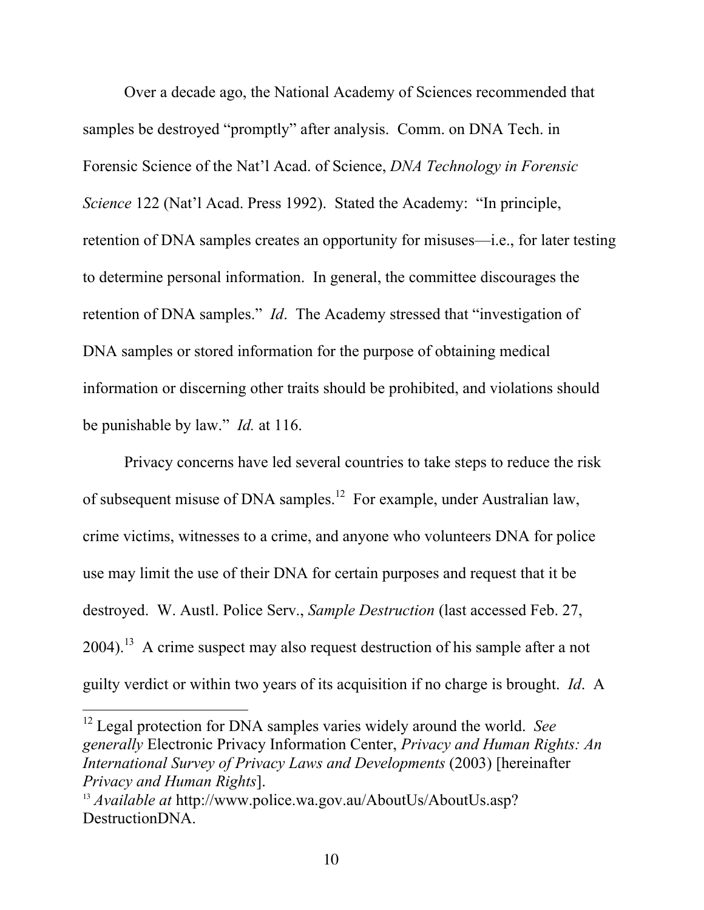Over a decade ago, the National Academy of Sciences recommended that samples be destroyed "promptly" after analysis. Comm. on DNA Tech. in Forensic Science of the Nat'l Acad. of Science, *DNA Technology in Forensic Science* 122 (Nat'l Acad. Press 1992). Stated the Academy: "In principle, retention of DNA samples creates an opportunity for misuses—i.e., for later testing to determine personal information. In general, the committee discourages the retention of DNA samples." *Id*. The Academy stressed that "investigation of DNA samples or stored information for the purpose of obtaining medical information or discerning other traits should be prohibited, and violations should be punishable by law." *Id.* at 116.

Privacy concerns have led several countries to take steps to reduce the risk of subsequent misuse of DNA samples.[12] For example, under Australian law, crime victims, witnesses to a crime, and anyone who volunteers DNA for police use may limit the use of their DNA for certain purposes and request that it be destroyed. W. Austl. Police Serv., *Sample Destruction* (last accessed Feb. 27, 2004).[13] A crime suspect may also request destruction of his sample after a not guilty verdict or within two years of its acquisition if no charge is brought. *Id*. A

---

[12] Legal protection for DNA samples varies widely around the world. *See generally* Electronic Privacy Information Center, *Privacy and Human Rights: An International Survey of Privacy Laws and Developments* (2003) [hereinafter *Privacy and Human Rights*].

[13] *Available at* http://www.police.wa.gov.au/AboutUs/AboutUs.asp?DestructionDNA.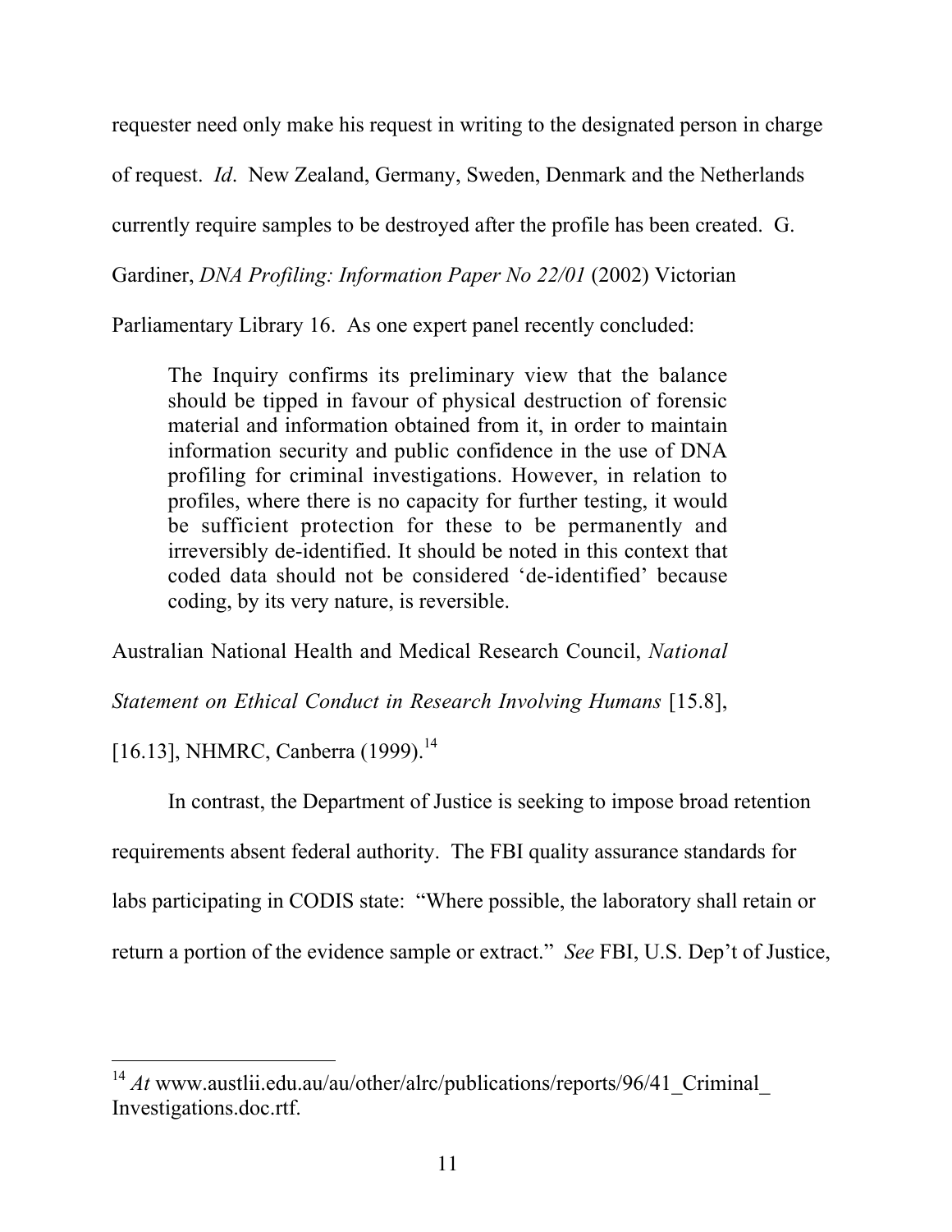requester need only make his request in writing to the designated person in charge of request. *Id*. New Zealand, Germany, Sweden, Denmark and the Netherlands currently require samples to be destroyed after the profile has been created. G. Gardiner, *DNA Profiling: Information Paper No 22/01* (2002) Victorian Parliamentary Library 16. As one expert panel recently concluded:

> The Inquiry confirms its preliminary view that the balance should be tipped in favour of physical destruction of forensic material and information obtained from it, in order to maintain information security and public confidence in the use of DNA profiling for criminal investigations. However, in relation to profiles, where there is no capacity for further testing, it would be sufficient protection for these to be permanently and irreversibly de-identified. It should be noted in this context that coded data should not be considered 'de-identified' because coding, by its very nature, is reversible.

Australian National Health and Medical Research Council, *National Statement on Ethical Conduct in Research Involving Humans* [15.8], [16.13], NHMRC, Canberra (1999).[14]

In contrast, the Department of Justice is seeking to impose broad retention requirements absent federal authority. The FBI quality assurance standards for labs participating in CODIS state: "Where possible, the laboratory shall retain or return a portion of the evidence sample or extract." *See* FBI, U.S. Dep't of Justice,

---

[14] *At* www.austlii.edu.au/au/other/alrc/publications/reports/96/41_Criminal_ Investigations.doc.rtf.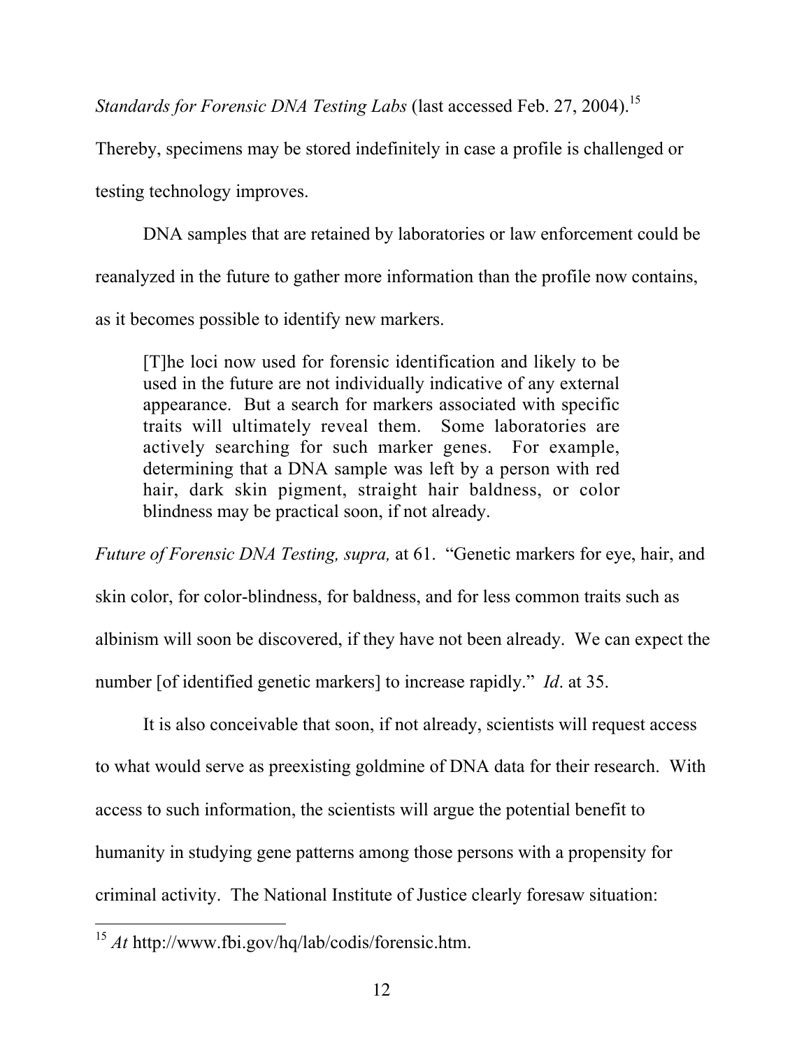*Standards for Forensic DNA Testing Labs* (last accessed Feb. 27, 2004).[15] Thereby, specimens may be stored indefinitely in case a profile is challenged or testing technology improves.

DNA samples that are retained by laboratories or law enforcement could be reanalyzed in the future to gather more information than the profile now contains, as it becomes possible to identify new markers.

> [T]he loci now used for forensic identification and likely to be used in the future are not individually indicative of any external appearance. But a search for markers associated with specific traits will ultimately reveal them. Some laboratories are actively searching for such marker genes. For example, determining that a DNA sample was left by a person with red hair, dark skin pigment, straight hair baldness, or color blindness may be practical soon, if not already.

*Future of Forensic DNA Testing, supra,* at 61. "Genetic markers for eye, hair, and skin color, for color-blindness, for baldness, and for less common traits such as albinism will soon be discovered, if they have not been already. We can expect the number [of identified genetic markers] to increase rapidly." *Id*. at 35.

It is also conceivable that soon, if not already, scientists will request access to what would serve as preexisting goldmine of DNA data for their research. With access to such information, the scientists will argue the potential benefit to humanity in studying gene patterns among those persons with a propensity for criminal activity. The National Institute of Justice clearly foresaw situation:

---

[15] *At* http://www.fbi.gov/hq/lab/codis/forensic.htm.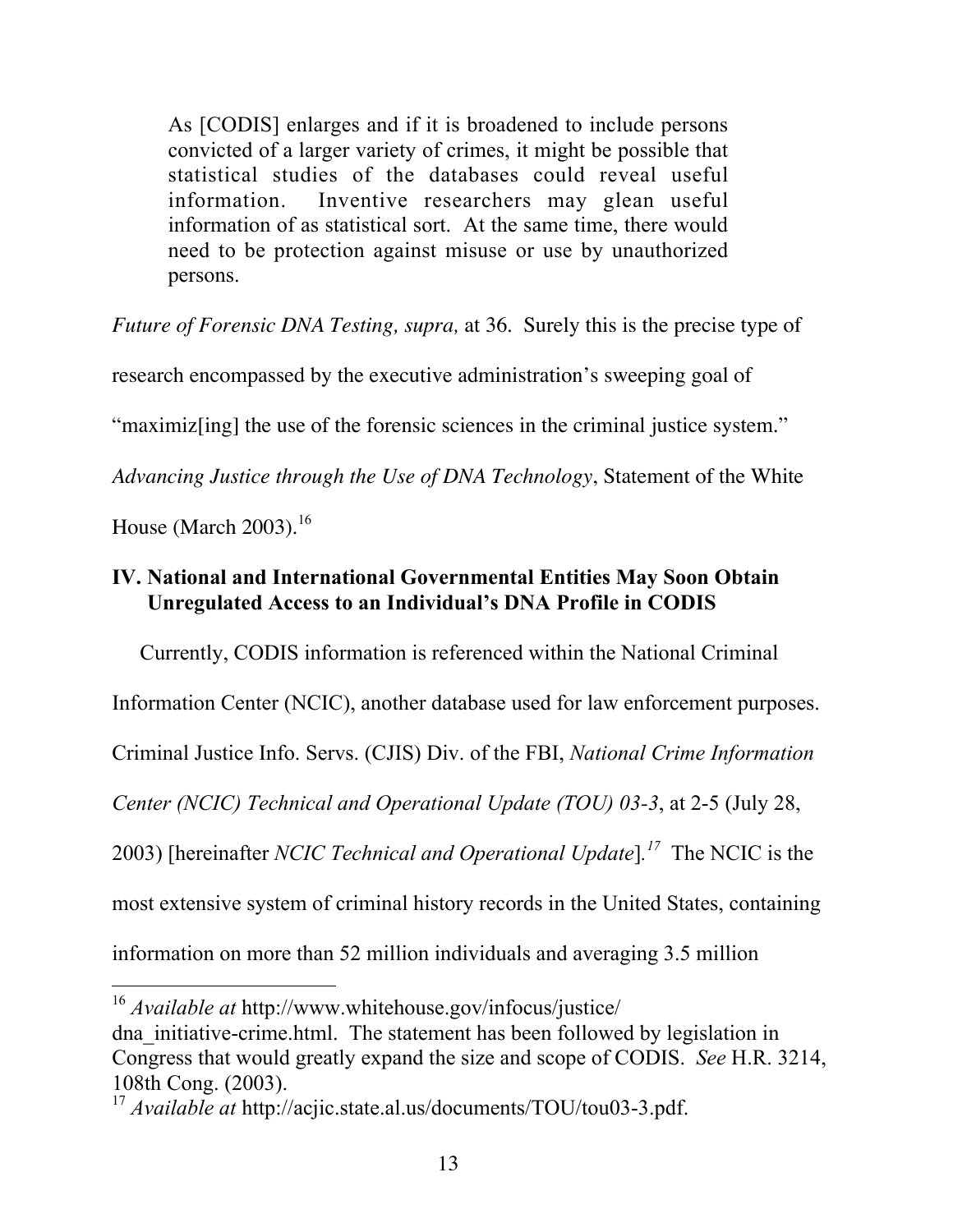> As [CODIS] enlarges and if it is broadened to include persons convicted of a larger variety of crimes, it might be possible that statistical studies of the databases could reveal useful information. Inventive researchers may glean useful information of as statistical sort. At the same time, there would need to be protection against misuse or use by unauthorized persons.

*Future of Forensic DNA Testing, supra,* at 36. Surely this is the precise type of research encompassed by the executive administration's sweeping goal of "maximiz[ing] the use of the forensic sciences in the criminal justice system." *Advancing Justice through the Use of DNA Technology*, Statement of the White House (March 2003).[16]

## IV. National and International Governmental Entities May Soon Obtain Unregulated Access to an Individual's DNA Profile in CODIS

Currently, CODIS information is referenced within the National Criminal Information Center (NCIC), another database used for law enforcement purposes. Criminal Justice Info. Servs. (CJIS) Div. of the FBI, *National Crime Information Center (NCIC) Technical and Operational Update (TOU) 03-3*, at 2-5 (July 28, 2003) [hereinafter *NCIC Technical and Operational Update*].[17] The NCIC is the most extensive system of criminal history records in the United States, containing information on more than 52 million individuals and averaging 3.5 million

---

[16] *Available at* http://www.whitehouse.gov/infocus/justice/dna_initiative-crime.html. The statement has been followed by legislation in Congress that would greatly expand the size and scope of CODIS. *See* H.R. 3214, 108th Cong. (2003).

[17] *Available at* http://acjic.state.al.us/documents/TOU/tou03-3.pdf.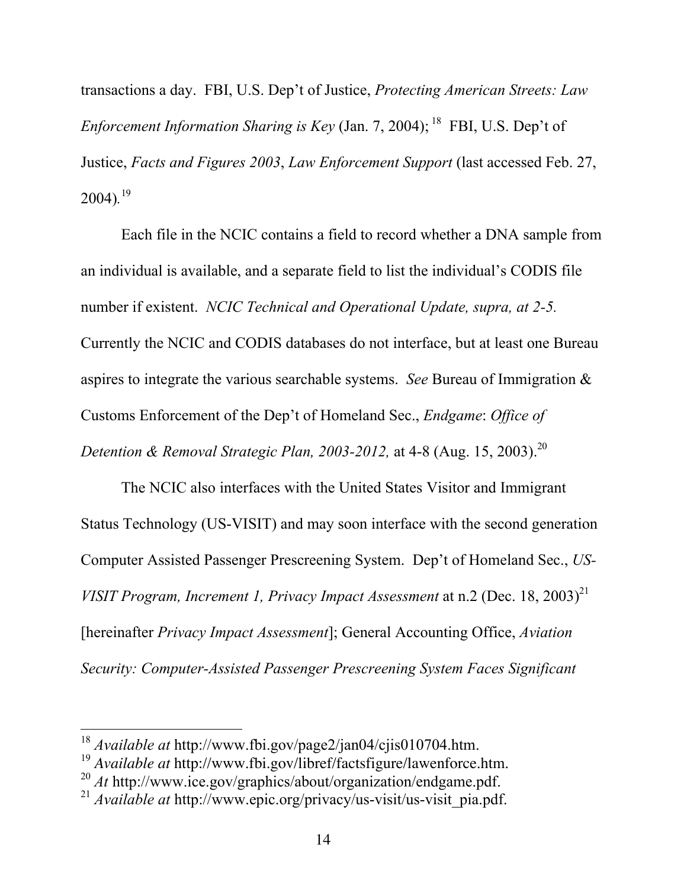transactions a day. FBI, U.S. Dep't of Justice, *Protecting American Streets: Law Enforcement Information Sharing is Key* (Jan. 7, 2004); [18] FBI, U.S. Dep't of Justice, *Facts and Figures 2003*, *Law Enforcement Support* (last accessed Feb. 27, 2004).[19]

Each file in the NCIC contains a field to record whether a DNA sample from an individual is available, and a separate field to list the individual's CODIS file number if existent. *NCIC Technical and Operational Update, supra, at 2-5.* Currently the NCIC and CODIS databases do not interface, but at least one Bureau aspires to integrate the various searchable systems. *See* Bureau of Immigration & Customs Enforcement of the Dep't of Homeland Sec., *Endgame*: *Office of Detention & Removal Strategic Plan, 2003-2012,* at 4-8 (Aug. 15, 2003).[20]

The NCIC also interfaces with the United States Visitor and Immigrant Status Technology (US-VISIT) and may soon interface with the second generation Computer Assisted Passenger Prescreening System. Dep't of Homeland Sec., *US-VISIT Program, Increment 1, Privacy Impact Assessment* at n.2 (Dec. 18, 2003)[21] [hereinafter *Privacy Impact Assessment*]; General Accounting Office, *Aviation Security: Computer-Assisted Passenger Prescreening System Faces Significant*

---

[18] *Available at* http://www.fbi.gov/page2/jan04/cjis010704.htm.

[19] *Available at* http://www.fbi.gov/libref/factsfigure/lawenforce.htm.

[20] *At* http://www.ice.gov/graphics/about/organization/endgame.pdf.

[21] *Available at* http://www.epic.org/privacy/us-visit/us-visit_pia.pdf.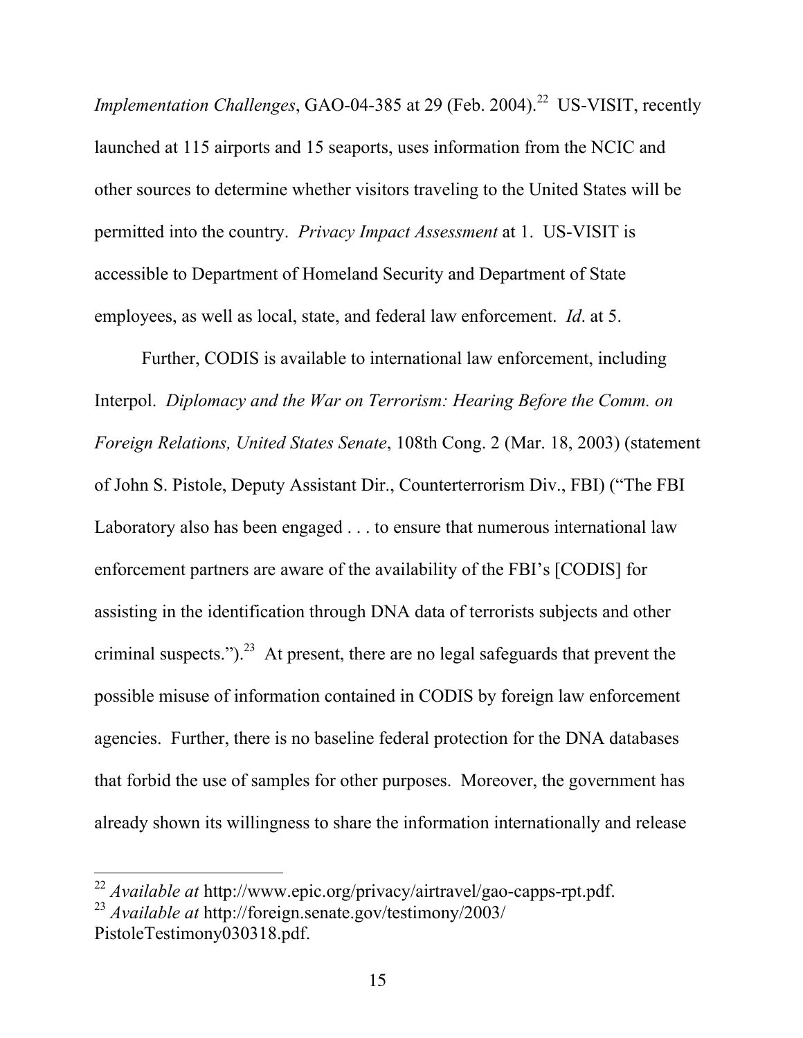*Implementation Challenges*, GAO-04-385 at 29 (Feb. 2004).[22] US-VISIT, recently launched at 115 airports and 15 seaports, uses information from the NCIC and other sources to determine whether visitors traveling to the United States will be permitted into the country. *Privacy Impact Assessment* at 1. US-VISIT is accessible to Department of Homeland Security and Department of State employees, as well as local, state, and federal law enforcement. *Id*. at 5.

Further, CODIS is available to international law enforcement, including Interpol. *Diplomacy and the War on Terrorism: Hearing Before the Comm. on Foreign Relations, United States Senate*, 108th Cong. 2 (Mar. 18, 2003) (statement of John S. Pistole, Deputy Assistant Dir., Counterterrorism Div., FBI) ("The FBI Laboratory also has been engaged . . . to ensure that numerous international law enforcement partners are aware of the availability of the FBI's [CODIS] for assisting in the identification through DNA data of terrorists subjects and other criminal suspects.").[23] At present, there are no legal safeguards that prevent the possible misuse of information contained in CODIS by foreign law enforcement agencies. Further, there is no baseline federal protection for the DNA databases that forbid the use of samples for other purposes. Moreover, the government has already shown its willingness to share the information internationally and release

---

[22] *Available at* http://www.epic.org/privacy/airtravel/gao-capps-rpt.pdf.

[23] *Available at* http://foreign.senate.gov/testimony/2003/PistoleTestimony030318.pdf.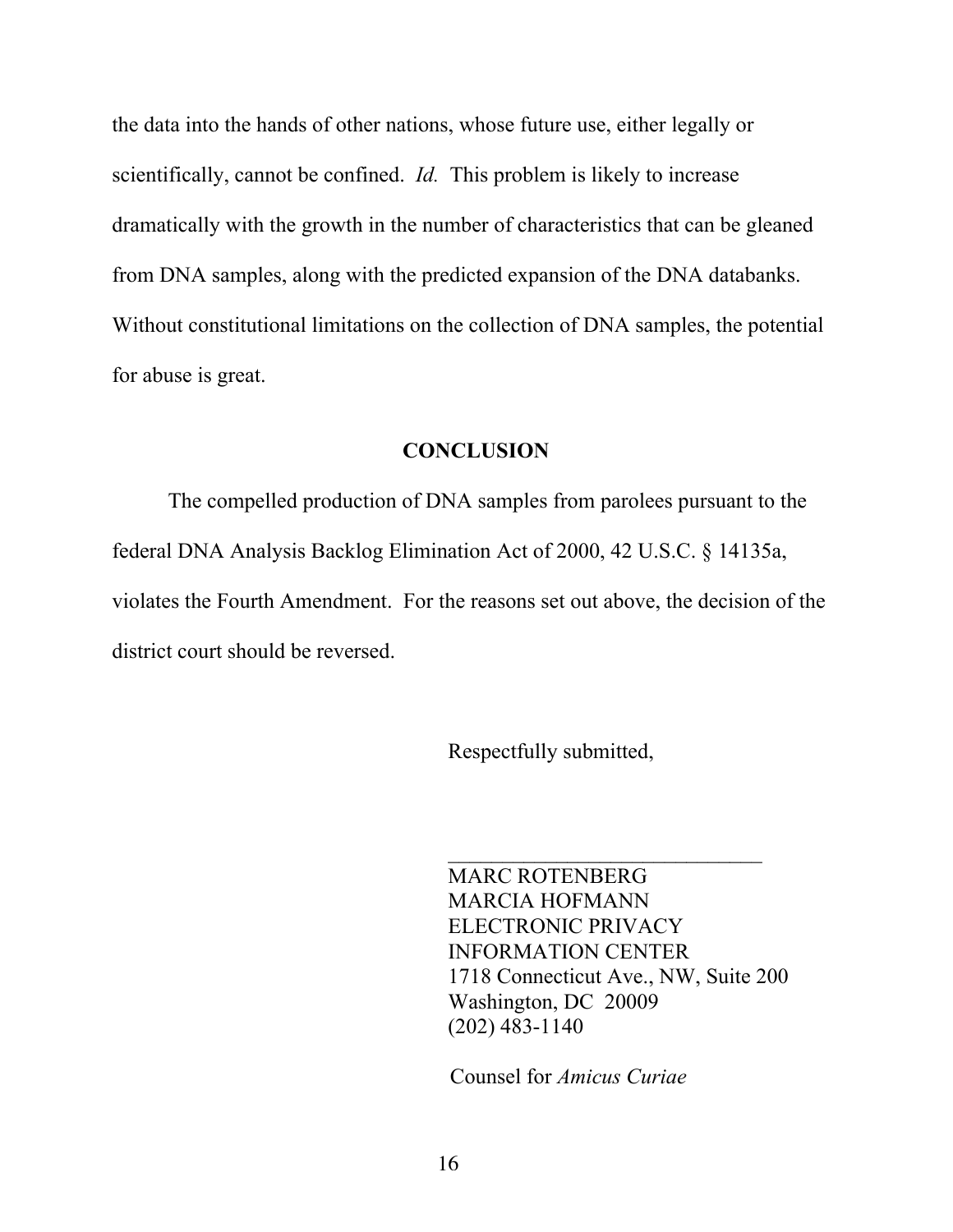the data into the hands of other nations, whose future use, either legally or scientifically, cannot be confined. *Id.* This problem is likely to increase dramatically with the growth in the number of characteristics that can be gleaned from DNA samples, along with the predicted expansion of the DNA databanks. Without constitutional limitations on the collection of DNA samples, the potential for abuse is great.

## CONCLUSION

The compelled production of DNA samples from parolees pursuant to the federal DNA Analysis Backlog Elimination Act of 2000, 42 U.S.C. § 14135a, violates the Fourth Amendment. For the reasons set out above, the decision of the district court should be reversed.

Respectfully submitted,

\_\_\_\_\_\_\_\_\_\_\_\_\_\_\_\_\_\_\_\_\_\_\_\_\_\_\_\_\_\_

MARC ROTENBERG
MARCIA HOFMANN
ELECTRONIC PRIVACY
INFORMATION CENTER
1718 Connecticut Ave., NW, Suite 200
Washington, DC 20009
(202) 483-1140

Counsel for *Amicus Curiae*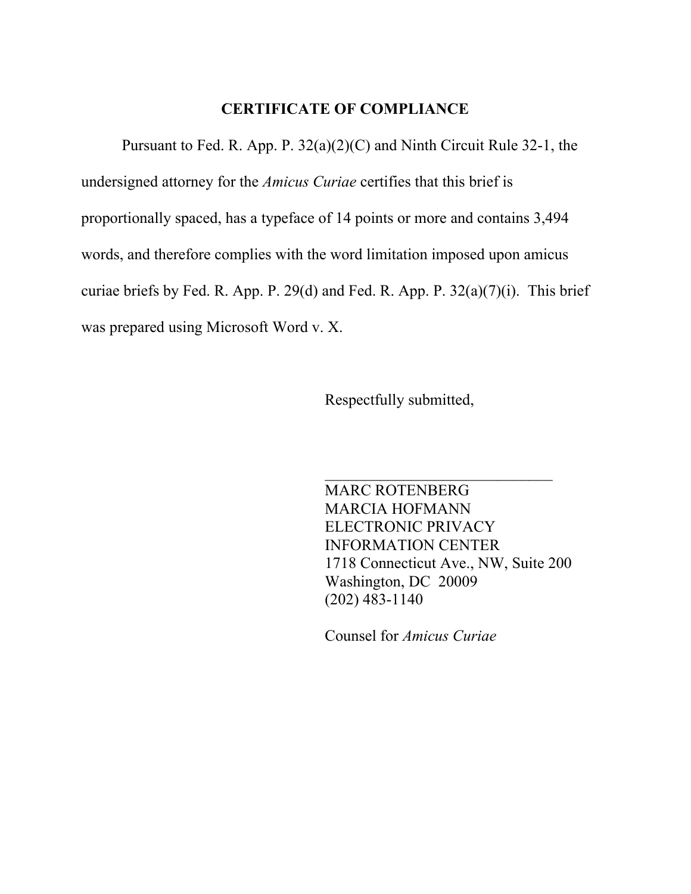## CERTIFICATE OF COMPLIANCE

Pursuant to Fed. R. App. P. 32(a)(2)(C) and Ninth Circuit Rule 32-1, the undersigned attorney for the *Amicus Curiae* certifies that this brief is proportionally spaced, has a typeface of 14 points or more and contains 3,494 words, and therefore complies with the word limitation imposed upon amicus curiae briefs by Fed. R. App. P. 29(d) and Fed. R. App. P. 32(a)(7)(i). This brief was prepared using Microsoft Word v. X.

Respectfully submitted,

\_\_\_\_\_\_\_\_\_\_\_\_\_\_\_\_\_\_\_\_\_\_\_\_\_\_\_\_\_\_

MARC ROTENBERG  
MARCIA HOFMANN  
ELECTRONIC PRIVACY  
INFORMATION CENTER  
1718 Connecticut Ave., NW, Suite 200  
Washington, DC 20009  
(202) 483-1140

Counsel for *Amicus Curiae*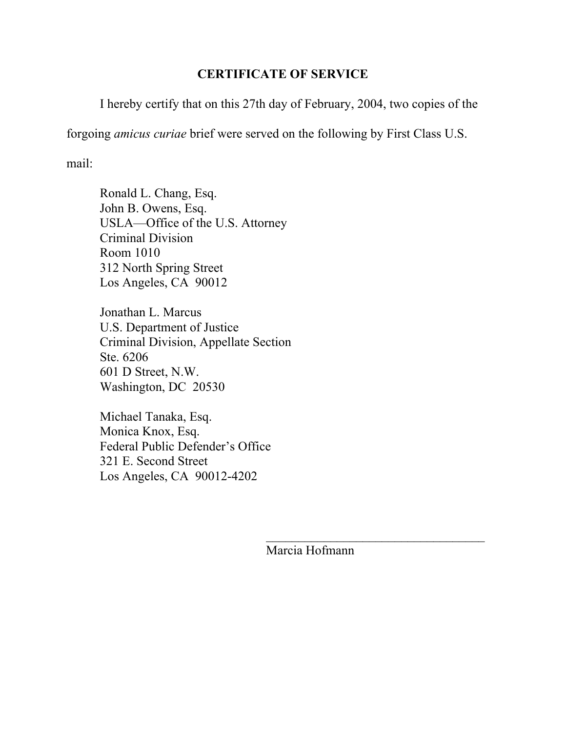## CERTIFICATE OF SERVICE

I hereby certify that on this 27th day of February, 2004, two copies of the forgoing *amicus curiae* brief were served on the following by First Class U.S. mail:

Ronald L. Chang, Esq.
John B. Owens, Esq.
USLA—Office of the U.S. Attorney
Criminal Division
Room 1010
312 North Spring Street
Los Angeles, CA 90012

Jonathan L. Marcus
U.S. Department of Justice
Criminal Division, Appellate Section
Ste. 6206
601 D Street, N.W.
Washington, DC 20530

Michael Tanaka, Esq.
Monica Knox, Esq.
Federal Public Defender's Office
321 E. Second Street
Los Angeles, CA 90012-4202

\_\_\_\_\_\_\_\_\_\_\_\_\_\_\_\_\_\_\_\_\_\_\_\_\_\_\_\_\_\_\_\_\_\_\_

Marcia Hofmann